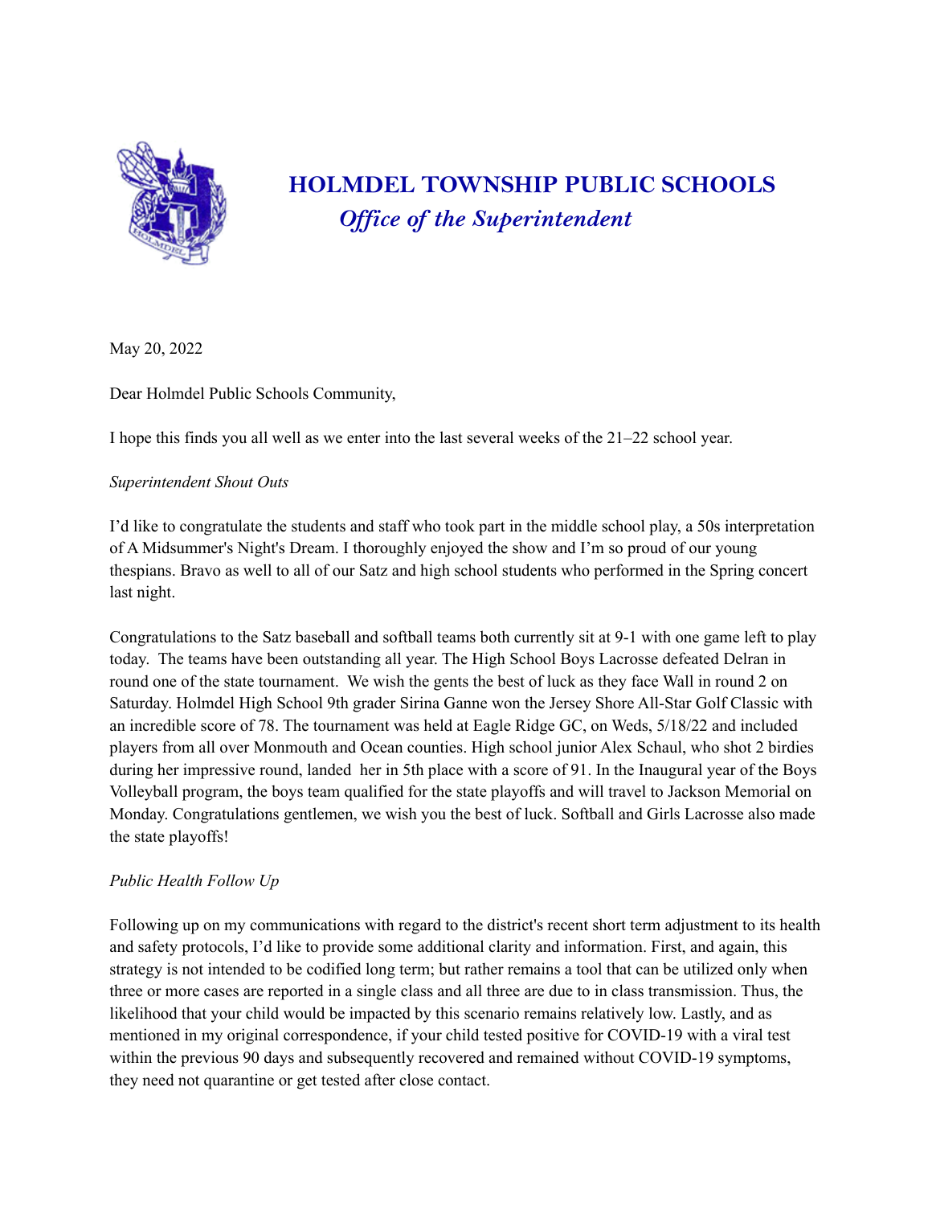# HOLMDEL TOWNSHIP PUBLIC SCHOOLS

## *Office of the Superintendent*

May 20, 2022

Dear Holmdel Public Schools Community,

I hope this finds you all well as we enter into the last several weeks of the 21–22 school year.

*Superintendent Shout Outs*

I'd like to congratulate the students and staff who took part in the middle school play, a 50s interpretation of A Midsummer's Night's Dream. I thoroughly enjoyed the show and I'm so proud of our young thespians. Bravo as well to all of our Satz and high school students who performed in the Spring concert last night.

Congratulations to the Satz baseball and softball teams both currently sit at 9-1 with one game left to play today. The teams have been outstanding all year. The High School Boys Lacrosse defeated Delran in round one of the state tournament. We wish the gents the best of luck as they face Wall in round 2 on Saturday. Holmdel High School 9th grader Sirina Ganne won the Jersey Shore All-Star Golf Classic with an incredible score of 78. The tournament was held at Eagle Ridge GC, on Weds, 5/18/22 and included players from all over Monmouth and Ocean counties. High school junior Alex Schaul, who shot 2 birdies during her impressive round, landed her in 5th place with a score of 91. In the Inaugural year of the Boys Volleyball program, the boys team qualified for the state playoffs and will travel to Jackson Memorial on Monday. Congratulations gentlemen, we wish you the best of luck. Softball and Girls Lacrosse also made the state playoffs!

*Public Health Follow Up*

Following up on my communications with regard to the district's recent short term adjustment to its health and safety protocols, I'd like to provide some additional clarity and information. First, and again, this strategy is not intended to be codified long term; but rather remains a tool that can be utilized only when three or more cases are reported in a single class and all three are due to in class transmission. Thus, the likelihood that your child would be impacted by this scenario remains relatively low. Lastly, and as mentioned in my original correspondence, if your child tested positive for COVID-19 with a viral test within the previous 90 days and subsequently recovered and remained without COVID-19 symptoms, they need not quarantine or get tested after close contact.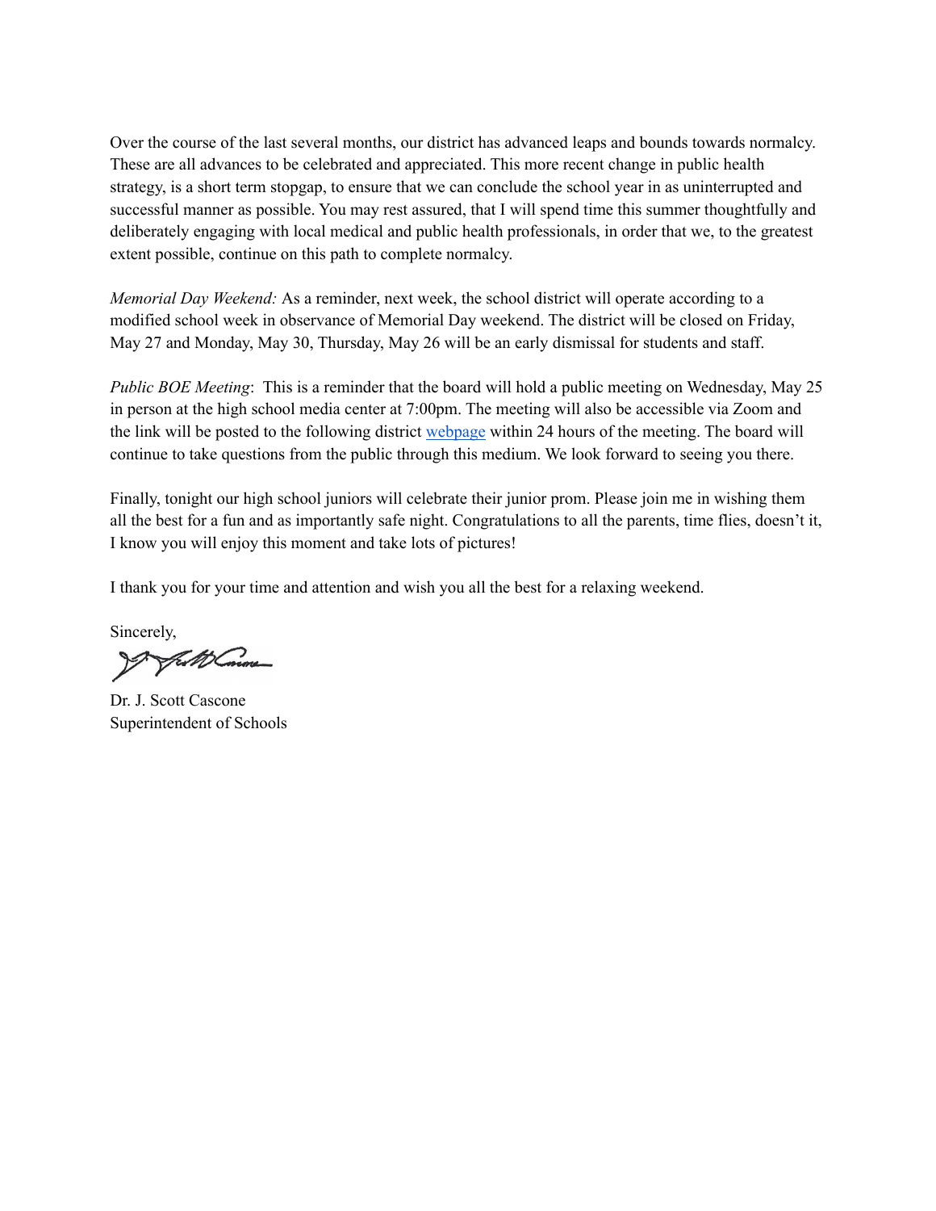Over the course of the last several months, our district has advanced leaps and bounds towards normalcy. These are all advances to be celebrated and appreciated. This more recent change in public health strategy, is a short term stopgap, to ensure that we can conclude the school year in as uninterrupted and successful manner as possible. You may rest assured, that I will spend time this summer thoughtfully and deliberately engaging with local medical and public health professionals, in order that we, to the greatest extent possible, continue on this path to complete normalcy.

*Memorial Day Weekend:* As a reminder, next week, the school district will operate according to a modified school week in observance of Memorial Day weekend. The district will be closed on Friday, May 27 and Monday, May 30, Thursday, May 26 will be an early dismissal for students and staff.

*Public BOE Meeting*: This is a reminder that the board will hold a public meeting on Wednesday, May 25 in person at the high school media center at 7:00pm. The meeting will also be accessible via Zoom and the link will be posted to the following district webpage within 24 hours of the meeting. The board will continue to take questions from the public through this medium. We look forward to seeing you there.

Finally, tonight our high school juniors will celebrate their junior prom. Please join me in wishing them all the best for a fun and as importantly safe night. Congratulations to all the parents, time flies, doesn't it, I know you will enjoy this moment and take lots of pictures!

I thank you for your time and attention and wish you all the best for a relaxing weekend.

Sincerely,

Dr. J. Scott Cascone
Superintendent of Schools